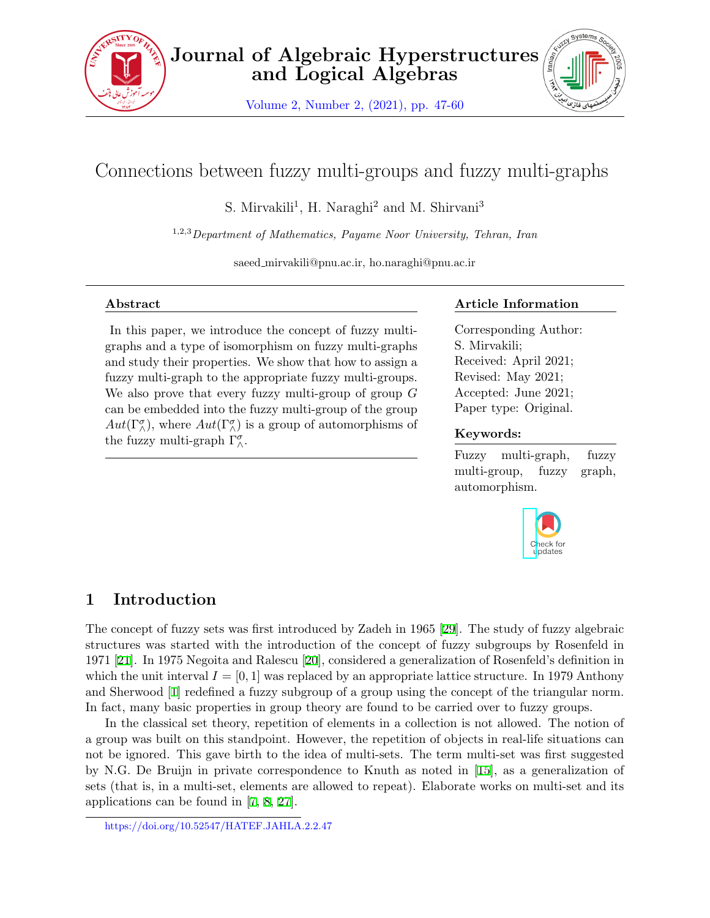# Connections between fuzzy multi-groups and fuzzy multi-graphs

S. Mirvakili[1], H. Naraghi[2] and M. Shirvani[3]

[1,2,3] *Department of Mathematics, Payame Noor University, Tehran, Iran*

saeed_mirvakili@pnu.ac.ir, ho.naraghi@pnu.ac.ir

## Abstract

In this paper, we introduce the concept of fuzzy multi-graphs and a type of isomorphism on fuzzy multi-graphs and study their properties. We show that how to assign a fuzzy multi-graph to the appropriate fuzzy multi-groups. We also prove that every fuzzy multi-group of group $G$ can be embedded into the fuzzy multi-group of the group $Aut(\Gamma^{\sigma}_{\wedge})$, where $Aut(\Gamma^{\sigma}_{\wedge})$ is a group of automorphisms of the fuzzy multi-graph $\Gamma^{\sigma}_{\wedge}$.

## Article Information

Corresponding Author: S. Mirvakili;
Received: April 2021;
Revised: May 2021;
Accepted: June 2021;
Paper type: Original.

## Keywords:

Fuzzy multi-graph, fuzzy multi-group, fuzzy graph, automorphism.

## 1 Introduction

The concept of fuzzy sets was first introduced by Zadeh in 1965 [29]. The study of fuzzy algebraic structures was started with the introduction of the concept of fuzzy subgroups by Rosenfeld in 1971 [21]. In 1975 Negoita and Ralescu [20], considered a generalization of Rosenfeld's definition in which the unit interval $I = [0, 1]$ was replaced by an appropriate lattice structure. In 1979 Anthony and Sherwood [1] redefined a fuzzy subgroup of a group using the concept of the triangular norm. In fact, many basic properties in group theory are found to be carried over to fuzzy groups.

In the classical set theory, repetition of elements in a collection is not allowed. The notion of a group was built on this standpoint. However, the repetition of objects in real-life situations can not be ignored. This gave birth to the idea of multi-sets. The term multi-set was first suggested by N.G. De Bruijn in private correspondence to Knuth as noted in [15], as a generalization of sets (that is, in a multi-set, elements are allowed to repeat). Elaborate works on multi-set and its applications can be found in [7, 8, 27].

https://doi.org/10.52547/HATEF.JAHLA.2.2.47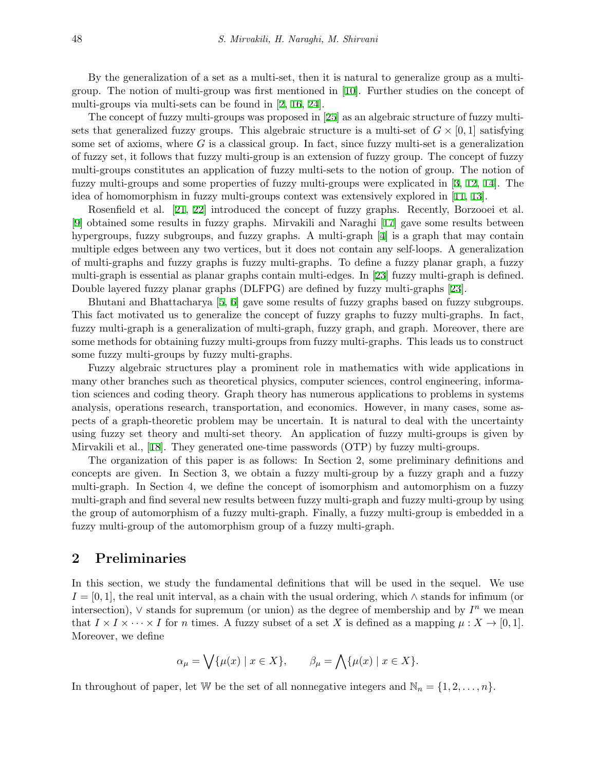By the generalization of a set as a multi-set, then it is natural to generalize group as a multi-group. The notion of multi-group was first mentioned in [10]. Further studies on the concept of multi-groups via multi-sets can be found in [2, 16, 24].

The concept of fuzzy multi-groups was proposed in [25] as an algebraic structure of fuzzy multi-sets that generalized fuzzy groups. This algebraic structure is a multi-set of $G \times [0,1]$ satisfying some set of axioms, where $G$ is a classical group. In fact, since fuzzy multi-set is a generalization of fuzzy set, it follows that fuzzy multi-group is an extension of fuzzy group. The concept of fuzzy multi-groups constitutes an application of fuzzy multi-sets to the notion of group. The notion of fuzzy multi-groups and some properties of fuzzy multi-groups were explicated in [3, 12, 14]. The idea of homomorphism in fuzzy multi-groups context was extensively explored in [11, 13].

Rosenfield et al. [21, 22] introduced the concept of fuzzy graphs. Recently, Borzooei et al. [9] obtained some results in fuzzy graphs. Mirvakili and Naraghi [17] gave some results between hypergroups, fuzzy subgroups, and fuzzy graphs. A multi-graph [4] is a graph that may contain multiple edges between any two vertices, but it does not contain any self-loops. A generalization of multi-graphs and fuzzy graphs is fuzzy multi-graphs. To define a fuzzy planar graph, a fuzzy multi-graph is essential as planar graphs contain multi-edges. In [23] fuzzy multi-graph is defined. Double layered fuzzy planar graphs (DLFPG) are defined by fuzzy multi-graphs [23].

Bhutani and Bhattacharya [5, 6] gave some results of fuzzy graphs based on fuzzy subgroups. This fact motivated us to generalize the concept of fuzzy graphs to fuzzy multi-graphs. In fact, fuzzy multi-graph is a generalization of multi-graph, fuzzy graph, and graph. Moreover, there are some methods for obtaining fuzzy multi-groups from fuzzy multi-graphs. This leads us to construct some fuzzy multi-groups by fuzzy multi-graphs.

Fuzzy algebraic structures play a prominent role in mathematics with wide applications in many other branches such as theoretical physics, computer sciences, control engineering, information sciences and coding theory. Graph theory has numerous applications to problems in systems analysis, operations research, transportation, and economics. However, in many cases, some aspects of a graph-theoretic problem may be uncertain. It is natural to deal with the uncertainty using fuzzy set theory and multi-set theory. An application of fuzzy multi-groups is given by Mirvakili et al., [18]. They generated one-time passwords (OTP) by fuzzy multi-groups.

The organization of this paper is as follows: In Section 2, some preliminary definitions and concepts are given. In Section 3, we obtain a fuzzy multi-group by a fuzzy graph and a fuzzy multi-graph. In Section 4, we define the concept of isomorphism and automorphism on a fuzzy multi-graph and find several new results between fuzzy multi-graph and fuzzy multi-group by using the group of automorphism of a fuzzy multi-graph. Finally, a fuzzy multi-group is embedded in a fuzzy multi-group of the automorphism group of a fuzzy multi-graph.

## 2 Preliminaries

In this section, we study the fundamental definitions that will be used in the sequel. We use $I = [0,1]$, the real unit interval, as a chain with the usual ordering, which $\wedge$ stands for infimum (or intersection), $\vee$ stands for supremum (or union) as the degree of membership and by $I^n$ we mean that $I \times I \times \cdots \times I$ for $n$ times. A fuzzy subset of a set $X$ is defined as a mapping $\mu : X \to [0,1]$. Moreover, we define

$$\alpha_\mu = \bigvee\{\mu(x) \mid x \in X\}, \qquad \beta_\mu = \bigwedge\{\mu(x) \mid x \in X\}.$$

In throughout of paper, let $\mathbb{W}$ be the set of all nonnegative integers and $\mathbb{N}_n = \{1, 2, \ldots, n\}$.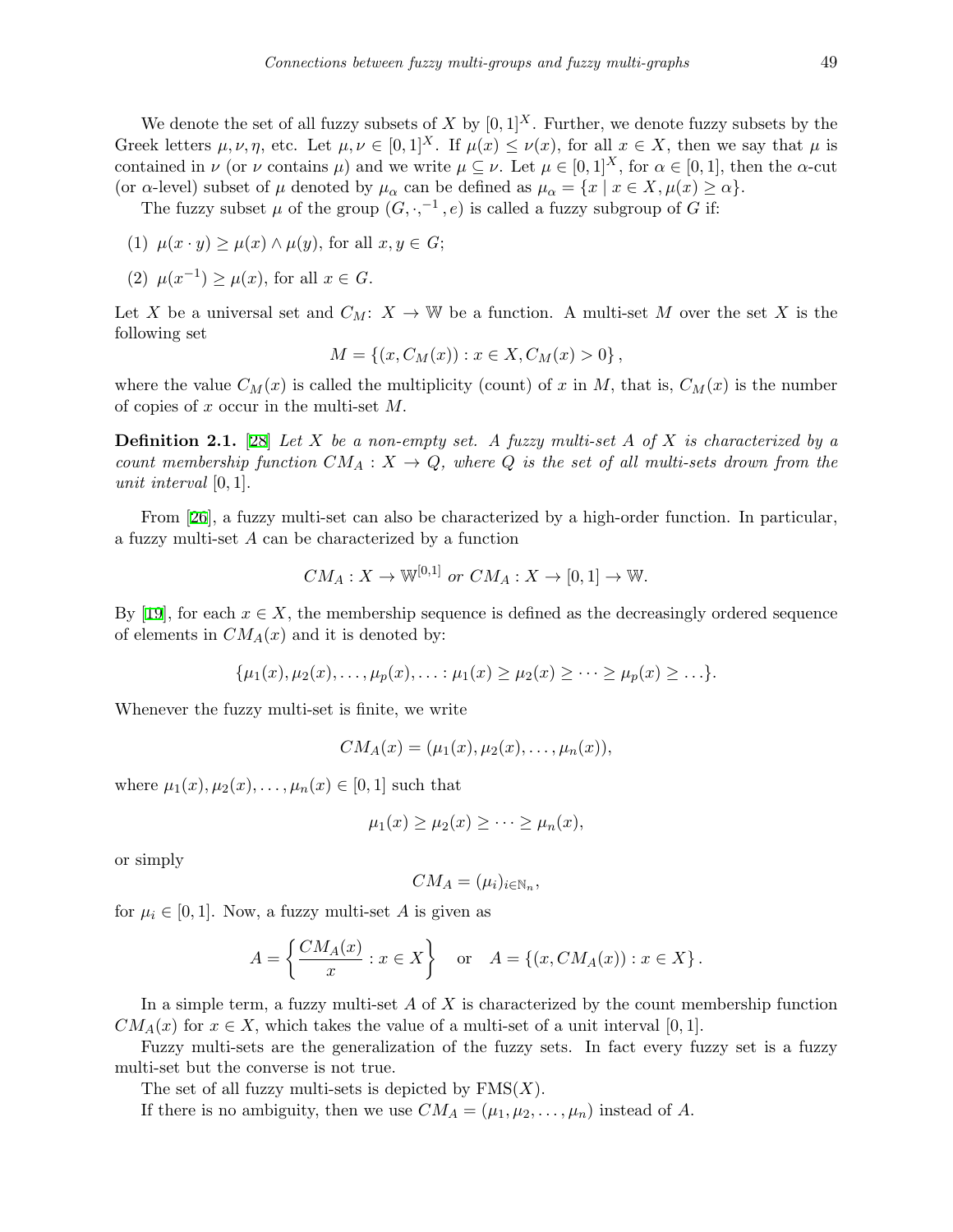We denote the set of all fuzzy subsets of $X$ by $[0,1]^X$. Further, we denote fuzzy subsets by the Greek letters $\mu, \nu, \eta$, etc. Let $\mu, \nu \in [0,1]^X$. If $\mu(x) \leq \nu(x)$, for all $x \in X$, then we say that $\mu$ is contained in $\nu$ (or $\nu$ contains $\mu$) and we write $\mu \subseteq \nu$. Let $\mu \in [0,1]^X$, for $\alpha \in [0,1]$, then the $\alpha$-cut (or $\alpha$-level) subset of $\mu$ denoted by $\mu_\alpha$ can be defined as $\mu_\alpha = \{x \mid x \in X, \mu(x) \geq \alpha\}$.

The fuzzy subset $\mu$ of the group $(G, \cdot, ^{-1}, e)$ is called a fuzzy subgroup of $G$ if:

(1) $\mu(x \cdot y) \geq \mu(x) \wedge \mu(y)$, for all $x, y \in G$;

(2) $\mu(x^{-1}) \geq \mu(x)$, for all $x \in G$.

Let $X$ be a universal set and $C_M\colon X \to \mathbb{W}$ be a function. A multi-set $M$ over the set $X$ is the following set

$$M = \{(x, C_M(x)) : x \in X, C_M(x) > 0\},$$

where the value $C_M(x)$ is called the multiplicity (count) of $x$ in $M$, that is, $C_M(x)$ is the number of copies of $x$ occur in the multi-set $M$.

**Definition 2.1.** [28] *Let $X$ be a non-empty set. A fuzzy multi-set $A$ of $X$ is characterized by a count membership function $CM_A : X \to Q$, where $Q$ is the set of all multi-sets drown from the unit interval $[0,1]$.*

From [26], a fuzzy multi-set can also be characterized by a high-order function. In particular, a fuzzy multi-set $A$ can be characterized by a function

$$CM_A : X \to \mathbb{W}^{[0,1]} \text{ or } CM_A : X \to [0,1] \to \mathbb{W}.$$

By [19], for each $x \in X$, the membership sequence is defined as the decreasingly ordered sequence of elements in $CM_A(x)$ and it is denoted by:

$$\{\mu_1(x), \mu_2(x), \ldots, \mu_p(x), \ldots : \mu_1(x) \geq \mu_2(x) \geq \cdots \geq \mu_p(x) \geq \ldots\}.$$

Whenever the fuzzy multi-set is finite, we write

$$CM_A(x) = (\mu_1(x), \mu_2(x), \ldots, \mu_n(x)),$$

where $\mu_1(x), \mu_2(x), \ldots, \mu_n(x) \in [0,1]$ such that

$$\mu_1(x) \geq \mu_2(x) \geq \cdots \geq \mu_n(x),$$

or simply

$$CM_A = (\mu_i)_{i \in \mathbb{N}_n},$$

for $\mu_i \in [0,1]$. Now, a fuzzy multi-set $A$ is given as

$$A = \left\{ \frac{CM_A(x)}{x} : x \in X \right\} \quad \text{or} \quad A = \{(x, CM_A(x)) : x \in X\}.$$

In a simple term, a fuzzy multi-set $A$ of $X$ is characterized by the count membership function $CM_A(x)$ for $x \in X$, which takes the value of a multi-set of a unit interval $[0,1]$.

Fuzzy multi-sets are the generalization of the fuzzy sets. In fact every fuzzy set is a fuzzy multi-set but the converse is not true.

The set of all fuzzy multi-sets is depicted by FMS$(X)$.

If there is no ambiguity, then we use $CM_A = (\mu_1, \mu_2, \ldots, \mu_n)$ instead of $A$.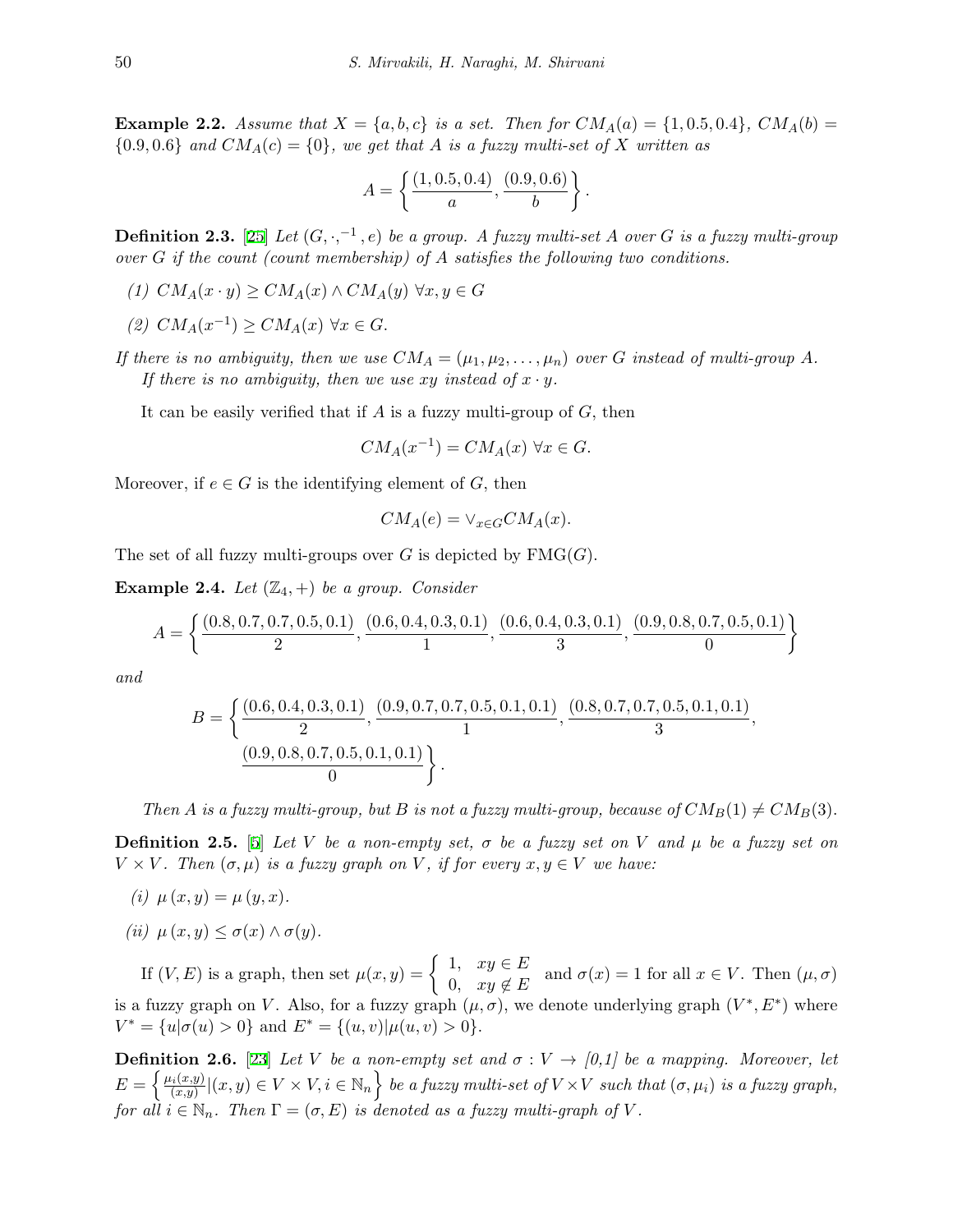**Example 2.2.** *Assume that $X = \{a, b, c\}$ is a set. Then for $CM_A(a) = \{1, 0.5, 0.4\}$, $CM_A(b) = \{0.9, 0.6\}$ and $CM_A(c) = \{0\}$, we get that $A$ is a fuzzy multi-set of $X$ written as*

$$A = \left\{ \frac{(1, 0.5, 0.4)}{a}, \frac{(0.9, 0.6)}{b} \right\}.$$

**Definition 2.3.** [25] *Let $(G, \cdot, ^{-1}, e)$ be a group. A fuzzy multi-set $A$ over $G$ is a fuzzy multi-group over $G$ if the count (count membership) of $A$ satisfies the following two conditions.*

*(1) $CM_A(x \cdot y) \geq CM_A(x) \wedge CM_A(y)$ $\forall x, y \in G$*

*(2) $CM_A(x^{-1}) \geq CM_A(x)$ $\forall x \in G$.*

*If there is no ambiguity, then we use $CM_A = (\mu_1, \mu_2, \ldots, \mu_n)$ over $G$ instead of multi-group $A$.*
*If there is no ambiguity, then we use $xy$ instead of $x \cdot y$.*

It can be easily verified that if $A$ is a fuzzy multi-group of $G$, then

$$CM_A(x^{-1}) = CM_A(x) \ \forall x \in G.$$

Moreover, if $e \in G$ is the identifying element of $G$, then

$$CM_A(e) = \vee_{x \in G} CM_A(x).$$

The set of all fuzzy multi-groups over $G$ is depicted by FMG($G$).

**Example 2.4.** *Let $(\mathbb{Z}_4, +)$ be a group. Consider*

$$A = \left\{ \frac{(0.8, 0.7, 0.7, 0.5, 0.1)}{2}, \frac{(0.6, 0.4, 0.3, 0.1)}{1}, \frac{(0.6, 0.4, 0.3, 0.1)}{3}, \frac{(0.9, 0.8, 0.7, 0.5, 0.1)}{0} \right\}$$

*and*

$$B = \left\{ \frac{(0.6, 0.4, 0.3, 0.1)}{2}, \frac{(0.9, 0.7, 0.7, 0.5, 0.1, 0.1)}{1}, \frac{(0.8, 0.7, 0.7, 0.5, 0.1, 0.1)}{3}, \frac{(0.9, 0.8, 0.7, 0.5, 0.1, 0.1)}{0} \right\}.$$

*Then $A$ is a fuzzy multi-group, but $B$ is not a fuzzy multi-group, because of $CM_B(1) \neq CM_B(3)$.*

**Definition 2.5.** [5] *Let $V$ be a non-empty set, $\sigma$ be a fuzzy set on $V$ and $\mu$ be a fuzzy set on $V \times V$. Then $(\sigma, \mu)$ is a fuzzy graph on $V$, if for every $x, y \in V$ we have:*

*(i) $\mu(x, y) = \mu(y, x)$.*

*(ii) $\mu(x, y) \leq \sigma(x) \wedge \sigma(y)$.*

If $(V, E)$ is a graph, then set $\mu(x, y) = \begin{cases} 1, & xy \in E \\ 0, & xy \notin E \end{cases}$ and $\sigma(x) = 1$ for all $x \in V$. Then $(\mu, \sigma)$ is a fuzzy graph on $V$. Also, for a fuzzy graph $(\mu, \sigma)$, we denote underlying graph $(V^*, E^*)$ where $V^* = \{u | \sigma(u) > 0\}$ and $E^* = \{(u, v) | \mu(u, v) > 0\}$.

**Definition 2.6.** [23] *Let $V$ be a non-empty set and $\sigma : V \to [0,1]$ be a mapping. Moreover, let $E = \left\{ \frac{\mu_i(x,y)}{(x,y)} | (x, y) \in V \times V, i \in \mathbb{N}_n \right\}$ be a fuzzy multi-set of $V \times V$ such that $(\sigma, \mu_i)$ is a fuzzy graph, for all $i \in \mathbb{N}_n$. Then $\Gamma = (\sigma, E)$ is denoted as a fuzzy multi-graph of $V$.*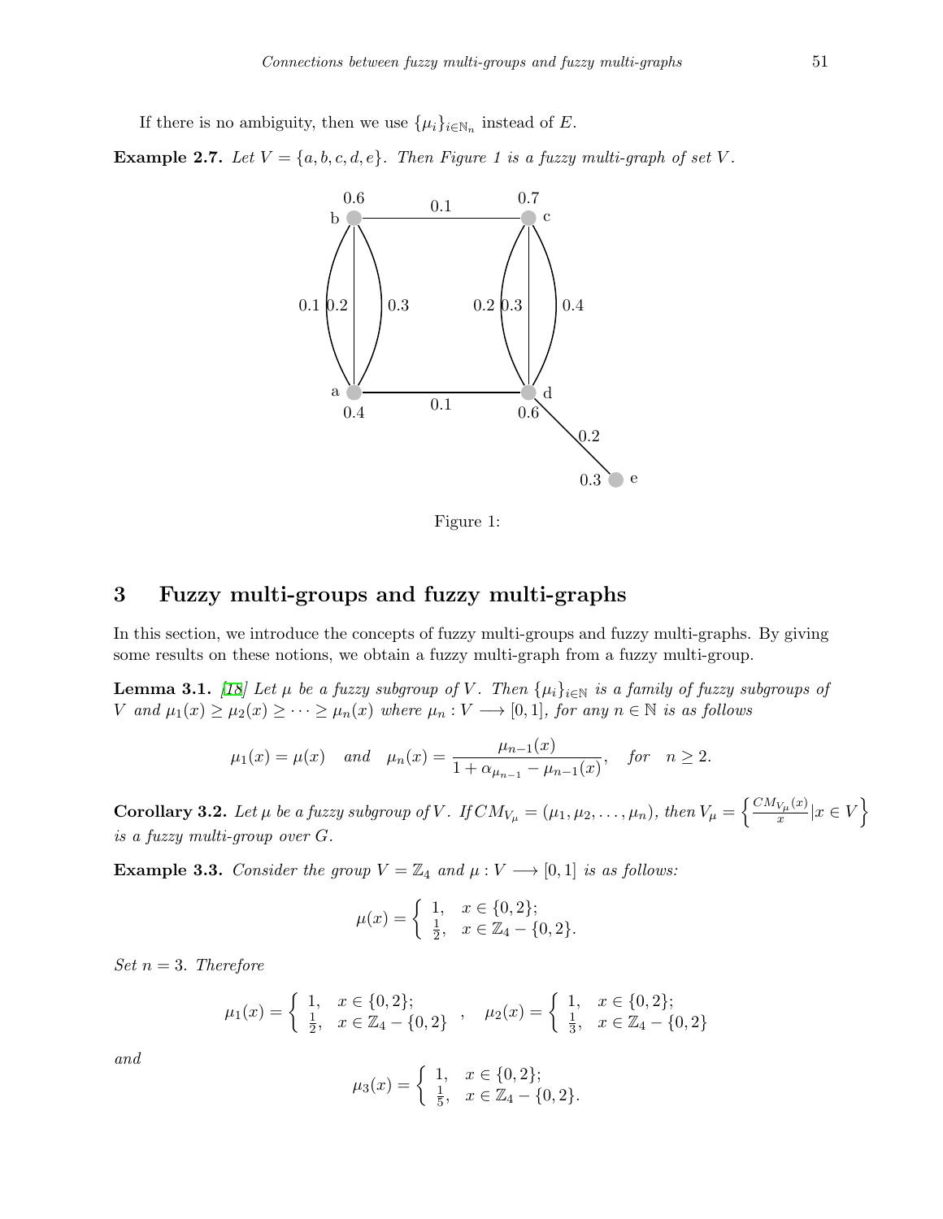If there is no ambiguity, then we use $\{\mu_i\}_{i\in\mathbb{N}_n}$ instead of $E$.

**Example 2.7.** *Let $V = \{a, b, c, d, e\}$. Then Figure 1 is a fuzzy multi-graph of set $V$.*

Figure 1:

## 3 Fuzzy multi-groups and fuzzy multi-graphs

In this section, we introduce the concepts of fuzzy multi-groups and fuzzy multi-graphs. By giving some results on these notions, we obtain a fuzzy multi-graph from a fuzzy multi-group.

**Lemma 3.1.** *[18] Let $\mu$ be a fuzzy subgroup of $V$. Then $\{\mu_i\}_{i\in\mathbb{N}}$ is a family of fuzzy subgroups of $V$ and $\mu_1(x) \geq \mu_2(x) \geq \cdots \geq \mu_n(x)$ where $\mu_n : V \longrightarrow [0,1]$, for any $n \in \mathbb{N}$ is as follows*

$$\mu_1(x) = \mu(x) \quad and \quad \mu_n(x) = \frac{\mu_{n-1}(x)}{1 + \alpha_{\mu_{n-1}} - \mu_{n-1}(x)}, \quad for \quad n \geq 2.$$

**Corollary 3.2.** *Let $\mu$ be a fuzzy subgroup of $V$. If $CM_{V_\mu} = (\mu_1, \mu_2, \ldots, \mu_n)$, then $V_\mu = \left\{ \frac{CM_{V_\mu}(x)}{x} | x \in V \right\}$ is a fuzzy multi-group over $G$.*

**Example 3.3.** *Consider the group $V = \mathbb{Z}_4$ and $\mu : V \longrightarrow [0,1]$ is as follows:*

$$\mu(x) = \begin{cases} 1, & x \in \{0,2\}; \\ \frac{1}{2}, & x \in \mathbb{Z}_4 - \{0,2\}. \end{cases}$$

*Set $n = 3$. Therefore*

$$\mu_1(x) = \begin{cases} 1, & x \in \{0,2\}; \\ \frac{1}{2}, & x \in \mathbb{Z}_4 - \{0,2\} \end{cases} \quad , \quad \mu_2(x) = \begin{cases} 1, & x \in \{0,2\}; \\ \frac{1}{3}, & x \in \mathbb{Z}_4 - \{0,2\} \end{cases}$$

*and*

$$\mu_3(x) = \begin{cases} 1, & x \in \{0,2\}; \\ \frac{1}{5}, & x \in \mathbb{Z}_4 - \{0,2\}. \end{cases}$$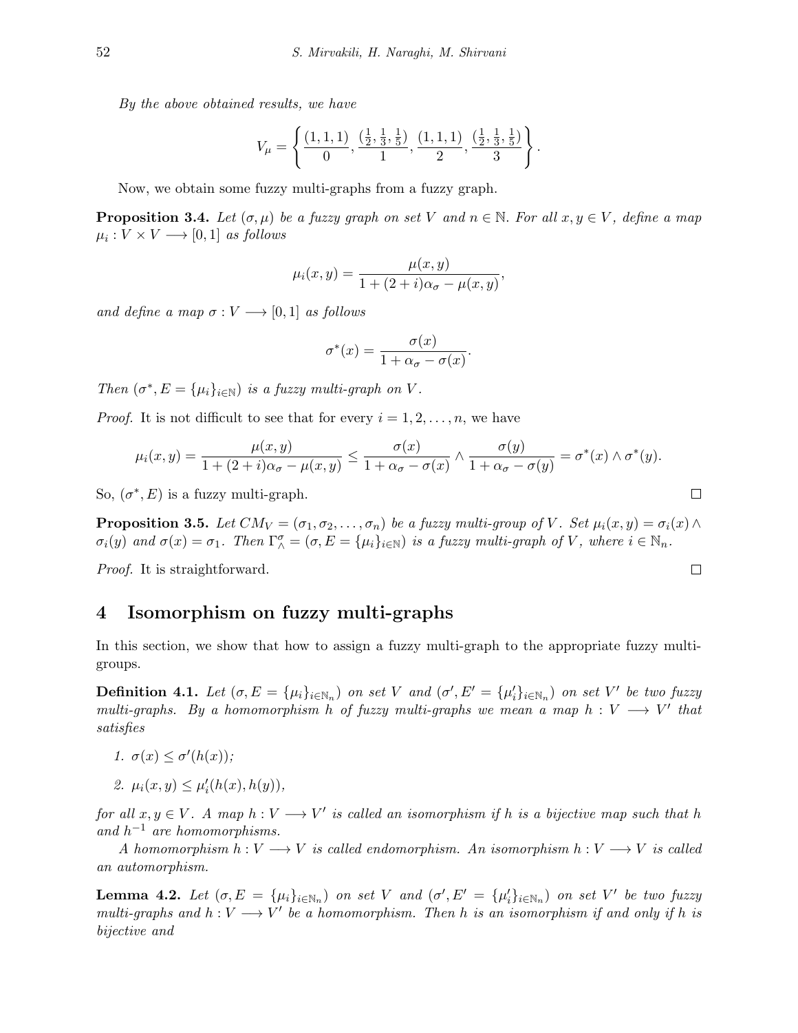*By the above obtained results, we have*

$$V_{\mu} = \left\{ \frac{(1,1,1)}{0}, \frac{(\frac{1}{2},\frac{1}{3},\frac{1}{5})}{1}, \frac{(1,1,1)}{2}, \frac{(\frac{1}{2},\frac{1}{3},\frac{1}{5})}{3} \right\}.$$

Now, we obtain some fuzzy multi-graphs from a fuzzy graph.

**Proposition 3.4.** *Let $(\sigma, \mu)$ be a fuzzy graph on set $V$ and $n \in \mathbb{N}$. For all $x, y \in V$, define a map $\mu_i : V \times V \longrightarrow [0,1]$ as follows*

$$\mu_i(x,y) = \frac{\mu(x,y)}{1 + (2+i)\alpha_{\sigma} - \mu(x,y)},$$

*and define a map $\sigma : V \longrightarrow [0,1]$ as follows*

$$\sigma^*(x) = \frac{\sigma(x)}{1 + \alpha_{\sigma} - \sigma(x)}.$$

*Then $(\sigma^*, E = \{\mu_i\}_{i\in\mathbb{N}})$ is a fuzzy multi-graph on $V$.*

*Proof.* It is not difficult to see that for every $i = 1, 2, \ldots, n$, we have

$$\mu_i(x,y) = \frac{\mu(x,y)}{1 + (2+i)\alpha_{\sigma} - \mu(x,y)} \leq \frac{\sigma(x)}{1 + \alpha_{\sigma} - \sigma(x)} \wedge \frac{\sigma(y)}{1 + \alpha_{\sigma} - \sigma(y)} = \sigma^*(x) \wedge \sigma^*(y).$$

So, $(\sigma^*, E)$ is a fuzzy multi-graph. □

**Proposition 3.5.** *Let $CM_V = (\sigma_1, \sigma_2, \ldots, \sigma_n)$ be a fuzzy multi-group of $V$. Set $\mu_i(x,y) = \sigma_i(x) \wedge \sigma_i(y)$ and $\sigma(x) = \sigma_1$. Then $\Gamma^{\sigma}_{\wedge} = (\sigma, E = \{\mu_i\}_{i\in\mathbb{N}})$ is a fuzzy multi-graph of $V$, where $i \in \mathbb{N}_n$.*

*Proof.* It is straightforward. □

## 4 Isomorphism on fuzzy multi-graphs

In this section, we show that how to assign a fuzzy multi-graph to the appropriate fuzzy multi-groups.

**Definition 4.1.** *Let $(\sigma, E = \{\mu_i\}_{i\in\mathbb{N}_n})$ on set $V$ and $(\sigma', E' = \{\mu'_i\}_{i\in\mathbb{N}_n})$ on set $V'$ be two fuzzy multi-graphs. By a homomorphism $h$ of fuzzy multi-graphs we mean a map $h : V \longrightarrow V'$ that satisfies*

1. *$\sigma(x) \leq \sigma'(h(x))$;*
2. *$\mu_i(x,y) \leq \mu'_i(h(x), h(y))$,*

*for all $x, y \in V$. A map $h : V \longrightarrow V'$ is called an isomorphism if $h$ is a bijective map such that $h$ and $h^{-1}$ are homomorphisms.*

*A homomorphism $h : V \longrightarrow V$ is called endomorphism. An isomorphism $h : V \longrightarrow V$ is called an automorphism.*

**Lemma 4.2.** *Let $(\sigma, E = \{\mu_i\}_{i\in\mathbb{N}_n})$ on set $V$ and $(\sigma', E' = \{\mu'_i\}_{i\in\mathbb{N}_n})$ on set $V'$ be two fuzzy multi-graphs and $h : V \longrightarrow V'$ be a homomorphism. Then $h$ is an isomorphism if and only if $h$ is bijective and*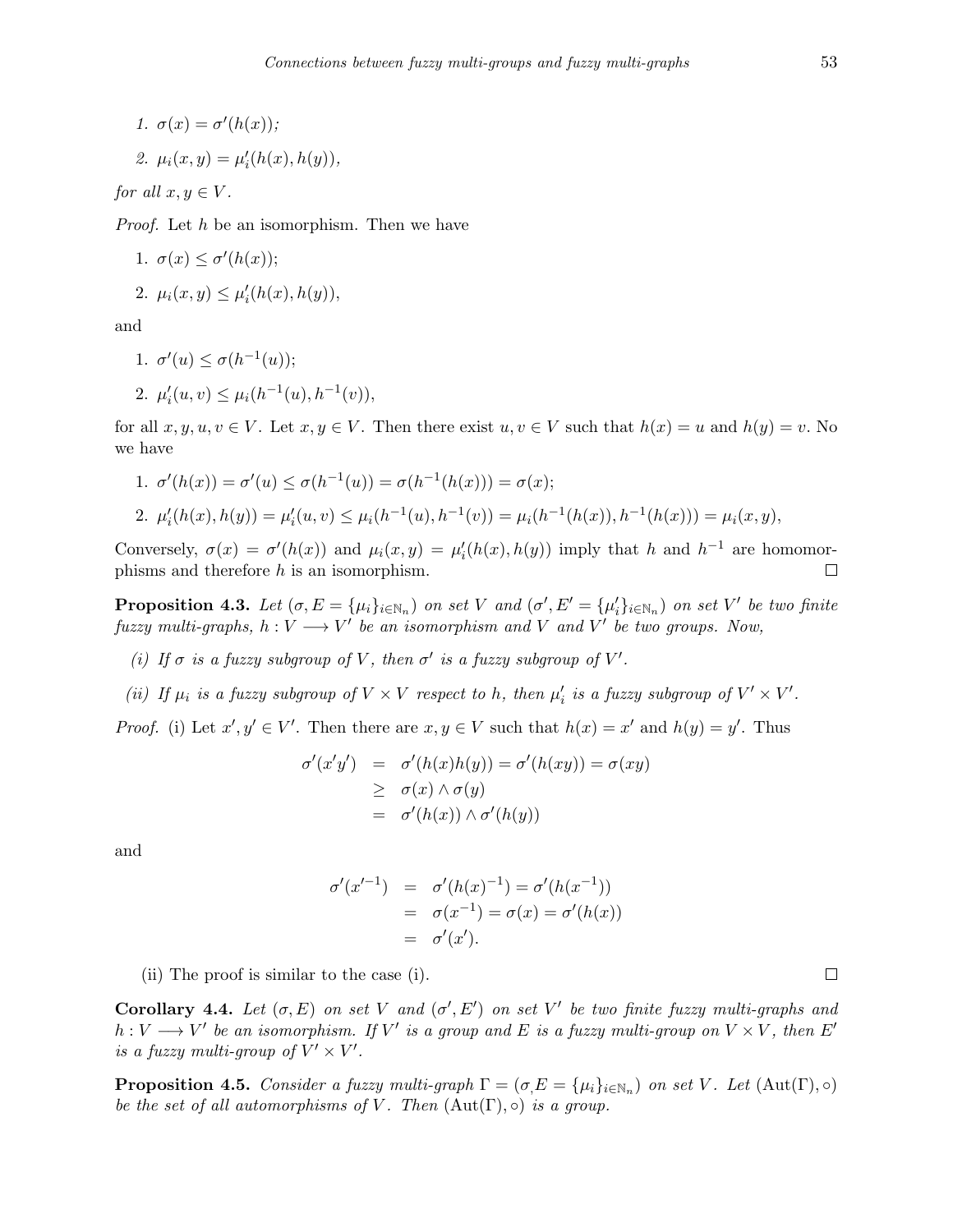1. $\sigma(x) = \sigma'(h(x))$;

2. $\mu_i(x, y) = \mu'_i(h(x), h(y))$,

*for all* $x, y \in V$.

*Proof.* Let $h$ be an isomorphism. Then we have

1. $\sigma(x) \leq \sigma'(h(x))$;

2. $\mu_i(x, y) \leq \mu'_i(h(x), h(y))$,

and

1. $\sigma'(u) \leq \sigma(h^{-1}(u))$;

2. $\mu'_i(u, v) \leq \mu_i(h^{-1}(u), h^{-1}(v))$,

for all $x, y, u, v \in V$. Let $x, y \in V$. Then there exist $u, v \in V$ such that $h(x) = u$ and $h(y) = v$. No we have

1. $\sigma'(h(x)) = \sigma'(u) \leq \sigma(h^{-1}(u)) = \sigma(h^{-1}(h(x))) = \sigma(x)$;

2. $\mu'_i(h(x), h(y)) = \mu'_i(u, v) \leq \mu_i(h^{-1}(u), h^{-1}(v)) = \mu_i(h^{-1}(h(x)), h^{-1}(h(x))) = \mu_i(x, y)$,

Conversely, $\sigma(x) = \sigma'(h(x))$ and $\mu_i(x, y) = \mu'_i(h(x), h(y))$ imply that $h$ and $h^{-1}$ are homomorphisms and therefore $h$ is an isomorphism. □

**Proposition 4.3.** *Let* $(\sigma, E = \{\mu_i\}_{i \in \mathbb{N}_n})$ *on set* $V$ *and* $(\sigma', E' = \{\mu'_i\}_{i \in \mathbb{N}_n})$ *on set* $V'$ *be two finite fuzzy multi-graphs,* $h : V \longrightarrow V'$ *be an isomorphism and* $V$ *and* $V'$ *be two groups. Now,*

*(i) If* $\sigma$ *is a fuzzy subgroup of* $V$*, then* $\sigma'$ *is a fuzzy subgroup of* $V'$.

*(ii) If* $\mu_i$ *is a fuzzy subgroup of* $V \times V$ *respect to* $h$*, then* $\mu'_i$ *is a fuzzy subgroup of* $V' \times V'$.

*Proof.* (i) Let $x', y' \in V'$. Then there are $x, y \in V$ such that $h(x) = x'$ and $h(y) = y'$. Thus

$$
\begin{aligned}
\sigma'(x'y') &= \sigma'(h(x)h(y)) = \sigma'(h(xy)) = \sigma(xy) \\
&\geq \sigma(x) \wedge \sigma(y) \\
&= \sigma'(h(x)) \wedge \sigma'(h(y))
\end{aligned}
$$

and

$$
\begin{aligned}
\sigma'(x'^{-1}) &= \sigma'(h(x)^{-1}) = \sigma'(h(x^{-1})) \\
&= \sigma(x^{-1}) = \sigma(x) = \sigma'(h(x)) \\
&= \sigma'(x').
\end{aligned}
$$

(ii) The proof is similar to the case (i). □

**Corollary 4.4.** *Let* $(\sigma, E)$ *on set* $V$ *and* $(\sigma', E')$ *on set* $V'$ *be two finite fuzzy multi-graphs and* $h : V \longrightarrow V'$ *be an isomorphism. If* $V'$ *is a group and* $E$ *is a fuzzy multi-group on* $V \times V$*, then* $E'$ *is a fuzzy multi-group of* $V' \times V'$.

**Proposition 4.5.** *Consider a fuzzy multi-graph* $\Gamma = (\sigma, E = \{\mu_i\}_{i \in \mathbb{N}_n})$ *on set* $V$*. Let* $(\mathrm{Aut}(\Gamma), \circ)$ *be the set of all automorphisms of* $V$*. Then* $(\mathrm{Aut}(\Gamma), \circ)$ *is a group.*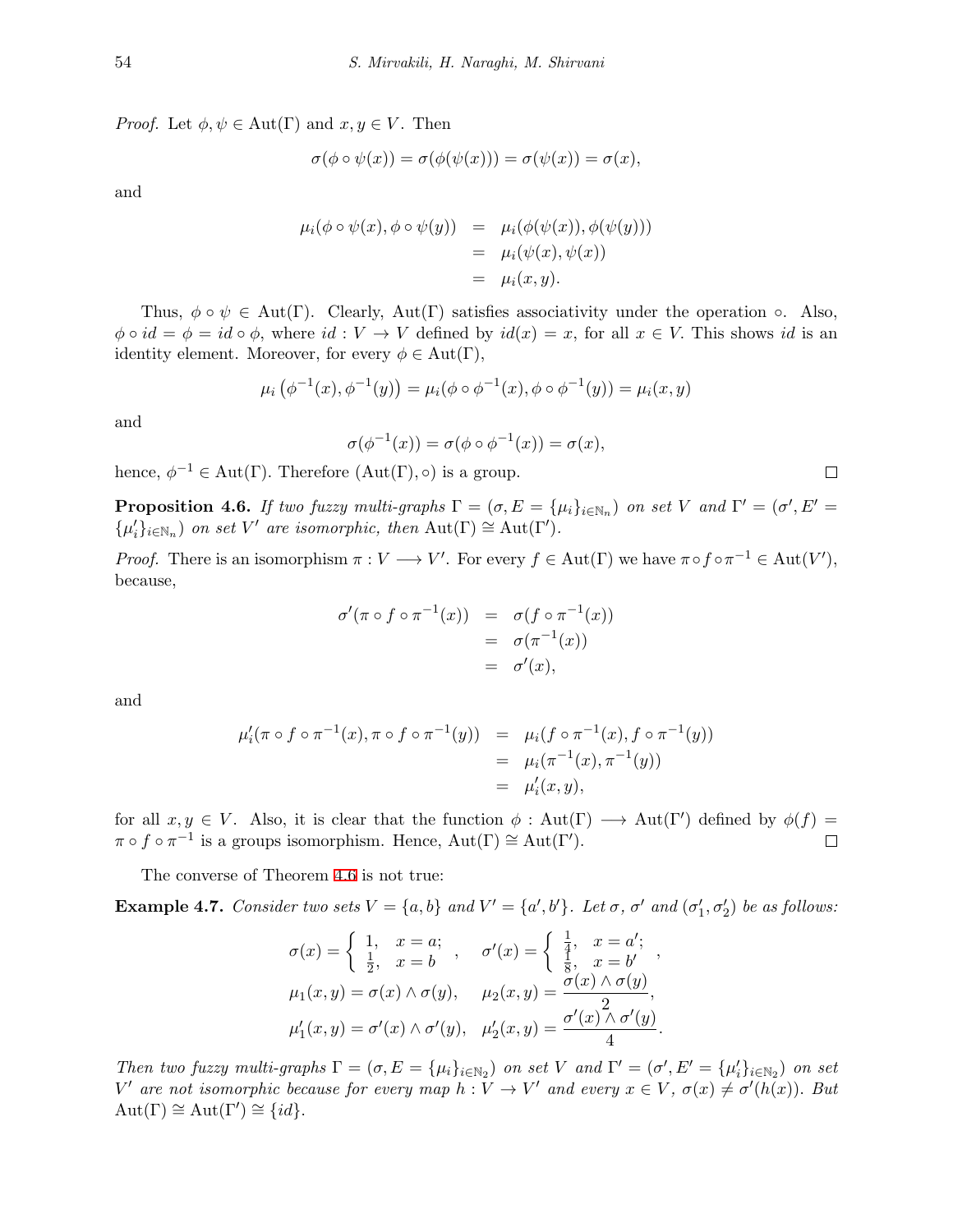*Proof.* Let $\phi, \psi \in \mathrm{Aut}(\Gamma)$ and $x, y \in V$. Then

$$\sigma(\phi \circ \psi(x)) = \sigma(\phi(\psi(x))) = \sigma(\psi(x)) = \sigma(x),$$

and

$$\begin{aligned} \mu_i(\phi \circ \psi(x), \phi \circ \psi(y)) &= \mu_i(\phi(\psi(x)), \phi(\psi(y))) \\ &= \mu_i(\psi(x), \psi(x)) \\ &= \mu_i(x, y). \end{aligned}$$

Thus, $\phi \circ \psi \in \mathrm{Aut}(\Gamma)$. Clearly, $\mathrm{Aut}(\Gamma)$ satisfies associativity under the operation $\circ$. Also, $\phi \circ id = \phi = id \circ \phi$, where $id : V \to V$ defined by $id(x) = x$, for all $x \in V$. This shows $id$ is an identity element. Moreover, for every $\phi \in \mathrm{Aut}(\Gamma)$,

$$\mu_i\left(\phi^{-1}(x), \phi^{-1}(y)\right) = \mu_i(\phi \circ \phi^{-1}(x), \phi \circ \phi^{-1}(y)) = \mu_i(x, y)$$

and

$$\sigma(\phi^{-1}(x)) = \sigma(\phi \circ \phi^{-1}(x)) = \sigma(x),$$

hence, $\phi^{-1} \in \mathrm{Aut}(\Gamma)$. Therefore $(\mathrm{Aut}(\Gamma), \circ)$ is a group. □

**Proposition 4.6.** *If two fuzzy multi-graphs $\Gamma = (\sigma, E = \{\mu_i\}_{i \in \mathbb{N}_n})$ on set $V$ and $\Gamma' = (\sigma', E' = \{\mu'_i\}_{i \in \mathbb{N}_n})$ on set $V'$ are isomorphic, then $\mathrm{Aut}(\Gamma) \cong \mathrm{Aut}(\Gamma')$.*

*Proof.* There is an isomorphism $\pi : V \longrightarrow V'$. For every $f \in \mathrm{Aut}(\Gamma)$ we have $\pi \circ f \circ \pi^{-1} \in \mathrm{Aut}(V')$, because,

$$\begin{aligned} \sigma'(\pi \circ f \circ \pi^{-1}(x)) &= \sigma(f \circ \pi^{-1}(x)) \\ &= \sigma(\pi^{-1}(x)) \\ &= \sigma'(x), \end{aligned}$$

and

$$\begin{aligned} \mu'_i(\pi \circ f \circ \pi^{-1}(x), \pi \circ f \circ \pi^{-1}(y)) &= \mu_i(f \circ \pi^{-1}(x), f \circ \pi^{-1}(y)) \\ &= \mu_i(\pi^{-1}(x), \pi^{-1}(y)) \\ &= \mu'_i(x, y), \end{aligned}$$

for all $x, y \in V$. Also, it is clear that the function $\phi : \mathrm{Aut}(\Gamma) \longrightarrow \mathrm{Aut}(\Gamma')$ defined by $\phi(f) = \pi \circ f \circ \pi^{-1}$ is a groups isomorphism. Hence, $\mathrm{Aut}(\Gamma) \cong \mathrm{Aut}(\Gamma')$. □

The converse of Theorem 4.6 is not true:

**Example 4.7.** *Consider two sets $V = \{a, b\}$ and $V' = \{a', b'\}$. Let $\sigma$, $\sigma'$ and $(\sigma'_1, \sigma'_2)$ be as follows:*

$$\sigma(x) = \begin{cases} 1, & x = a; \\ \frac{1}{2}, & x = b \end{cases}, \quad \sigma'(x) = \begin{cases} \frac{1}{4}, & x = a'; \\ \frac{1}{8}, & x = b' \end{cases},$$

$$\mu_1(x, y) = \sigma(x) \wedge \sigma(y), \quad \mu_2(x, y) = \frac{\sigma(x) \wedge \sigma(y)}{2},$$

$$\mu'_1(x, y) = \sigma'(x) \wedge \sigma'(y), \quad \mu'_2(x, y) = \frac{\sigma'(x) \wedge \sigma'(y)}{4}.$$

*Then two fuzzy multi-graphs $\Gamma = (\sigma, E = \{\mu_i\}_{i \in \mathbb{N}_2})$ on set $V$ and $\Gamma' = (\sigma', E' = \{\mu'_i\}_{i \in \mathbb{N}_2})$ on set $V'$ are not isomorphic because for every map $h : V \to V'$ and every $x \in V$, $\sigma(x) \neq \sigma'(h(x))$. But $\mathrm{Aut}(\Gamma) \cong \mathrm{Aut}(\Gamma') \cong \{id\}$.*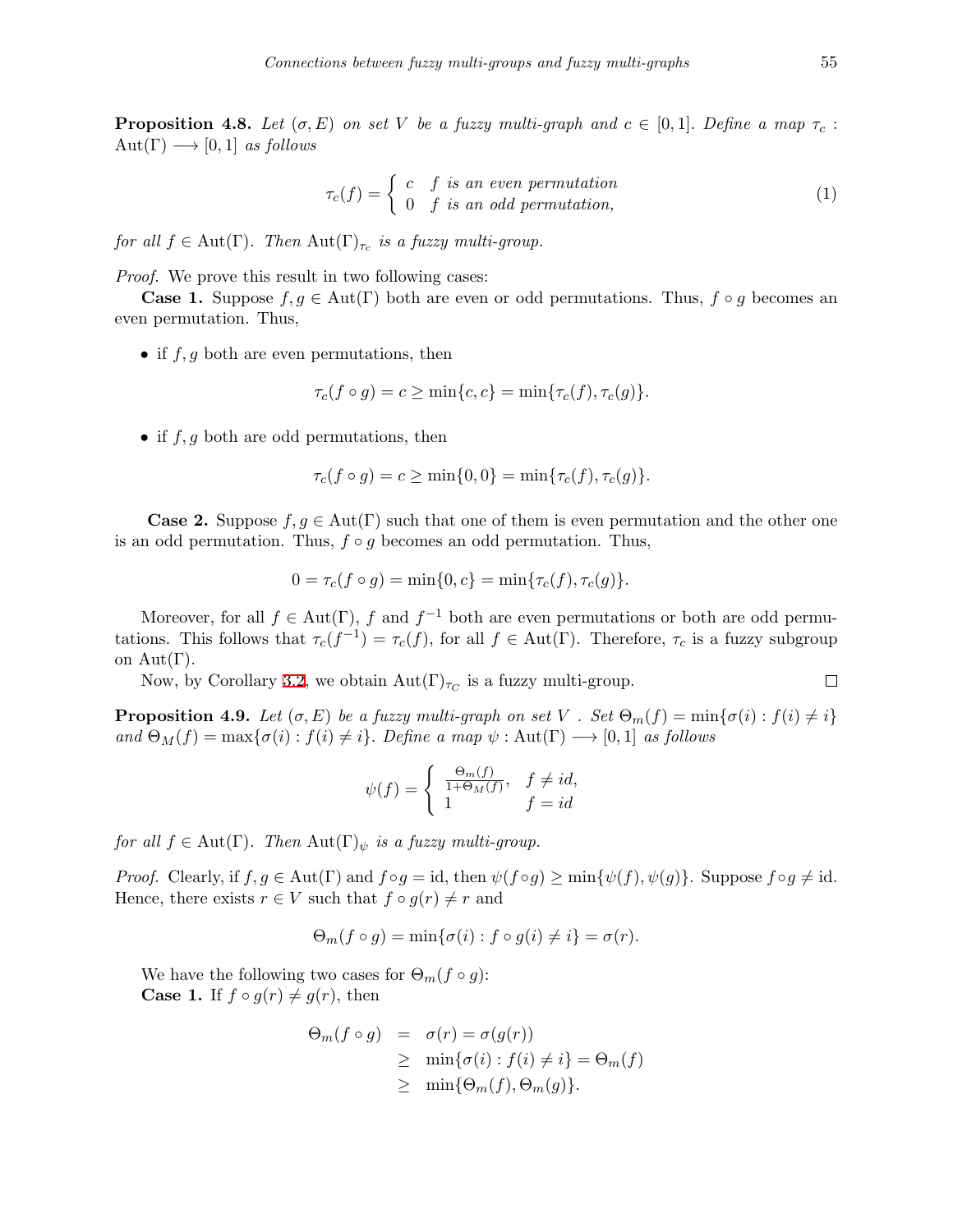**Proposition 4.8.** *Let $(\sigma, E)$ on set $V$ be a fuzzy multi-graph and $c \in [0,1]$. Define a map $\tau_c : \mathrm{Aut}(\Gamma) \longrightarrow [0,1]$ as follows*

$$\tau_c(f) = \begin{cases} c & f \text{ is an even permutation} \\ 0 & f \text{ is an odd permutation,} \end{cases} \tag{1}$$

*for all $f \in \mathrm{Aut}(\Gamma)$. Then $\mathrm{Aut}(\Gamma)_{\tau_c}$ is a fuzzy multi-group.*

*Proof.* We prove this result in two following cases:

**Case 1.** Suppose $f, g \in \mathrm{Aut}(\Gamma)$ both are even or odd permutations. Thus, $f \circ g$ becomes an even permutation. Thus,

- if $f, g$ both are even permutations, then

$$\tau_c(f \circ g) = c \geq \min\{c, c\} = \min\{\tau_c(f), \tau_c(g)\}.$$

- if $f, g$ both are odd permutations, then

$$\tau_c(f \circ g) = c \geq \min\{0, 0\} = \min\{\tau_c(f), \tau_c(g)\}.$$

**Case 2.** Suppose $f, g \in \mathrm{Aut}(\Gamma)$ such that one of them is even permutation and the other one is an odd permutation. Thus, $f \circ g$ becomes an odd permutation. Thus,

$$0 = \tau_c(f \circ g) = \min\{0, c\} = \min\{\tau_c(f), \tau_c(g)\}.$$

Moreover, for all $f \in \mathrm{Aut}(\Gamma)$, $f$ and $f^{-1}$ both are even permutations or both are odd permutations. This follows that $\tau_c(f^{-1}) = \tau_c(f)$, for all $f \in \mathrm{Aut}(\Gamma)$. Therefore, $\tau_c$ is a fuzzy subgroup on $\mathrm{Aut}(\Gamma)$.

Now, by Corollary 3.2, we obtain $\mathrm{Aut}(\Gamma)_{\tau_C}$ is a fuzzy multi-group. $\square$

**Proposition 4.9.** *Let $(\sigma, E)$ be a fuzzy multi-graph on set $V$ . Set $\Theta_m(f) = \min\{\sigma(i) : f(i) \neq i\}$ and $\Theta_M(f) = \max\{\sigma(i) : f(i) \neq i\}$. Define a map $\psi : \mathrm{Aut}(\Gamma) \longrightarrow [0,1]$ as follows*

$$\psi(f) = \begin{cases} \frac{\Theta_m(f)}{1+\Theta_M(f)}, & f \neq id, \\ 1 & f = id \end{cases}$$

*for all $f \in \mathrm{Aut}(\Gamma)$. Then $\mathrm{Aut}(\Gamma)_\psi$ is a fuzzy multi-group.*

*Proof.* Clearly, if $f, g \in \mathrm{Aut}(\Gamma)$ and $f \circ g = \mathrm{id}$, then $\psi(f \circ g) \geq \min\{\psi(f), \psi(g)\}$. Suppose $f \circ g \neq \mathrm{id}$. Hence, there exists $r \in V$ such that $f \circ g(r) \neq r$ and

$$\Theta_m(f \circ g) = \min\{\sigma(i) : f \circ g(i) \neq i\} = \sigma(r).$$

We have the following two cases for $\Theta_m(f \circ g)$:

**Case 1.** If $f \circ g(r) \neq g(r)$, then

$$\begin{aligned} \Theta_m(f \circ g) &= \sigma(r) = \sigma(g(r)) \\ &\geq \min\{\sigma(i) : f(i) \neq i\} = \Theta_m(f) \\ &\geq \min\{\Theta_m(f), \Theta_m(g)\}. \end{aligned}$$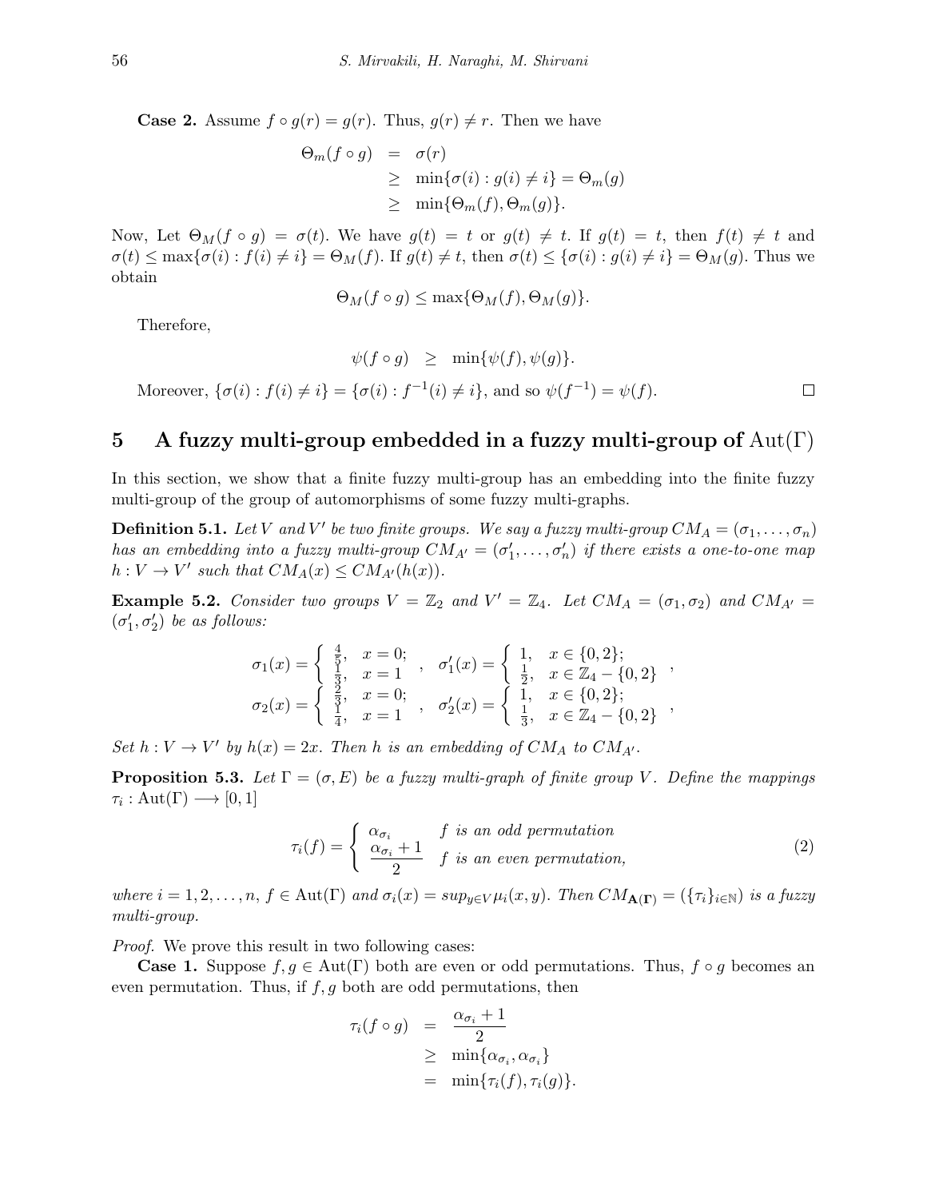**Case 2.** Assume $f \circ g(r) = g(r)$. Thus, $g(r) \neq r$. Then we have

$$\begin{aligned} \Theta_m(f \circ g) &= \sigma(r) \\ &\geq \min\{\sigma(i) : g(i) \neq i\} = \Theta_m(g) \\ &\geq \min\{\Theta_m(f), \Theta_m(g)\}. \end{aligned}$$

Now, Let $\Theta_M(f \circ g) = \sigma(t)$. We have $g(t) = t$ or $g(t) \neq t$. If $g(t) = t$, then $f(t) \neq t$ and $\sigma(t) \leq \max\{\sigma(i) : f(i) \neq i\} = \Theta_M(f)$. If $g(t) \neq t$, then $\sigma(t) \leq \{\sigma(i) : g(i) \neq i\} = \Theta_M(g)$. Thus we obtain

$$\Theta_M(f \circ g) \leq \max\{\Theta_M(f), \Theta_M(g)\}.$$

Therefore,

$$\psi(f \circ g) \geq \min\{\psi(f), \psi(g)\}.$$

Moreover, $\{\sigma(i) : f(i) \neq i\} = \{\sigma(i) : f^{-1}(i) \neq i\}$, and so $\psi(f^{-1}) = \psi(f)$. □

## 5 A fuzzy multi-group embedded in a fuzzy multi-group of $\mathrm{Aut}(\Gamma)$

In this section, we show that a finite fuzzy multi-group has an embedding into the finite fuzzy multi-group of the group of automorphisms of some fuzzy multi-graphs.

**Definition 5.1.** *Let $V$ and $V'$ be two finite groups. We say a fuzzy multi-group $CM_A = (\sigma_1, \ldots, \sigma_n)$ has an embedding into a fuzzy multi-group $CM_{A'} = (\sigma'_1, \ldots, \sigma'_n)$ if there exists a one-to-one map $h : V \to V'$ such that $CM_A(x) \leq CM_{A'}(h(x))$.*

**Example 5.2.** *Consider two groups $V = \mathbb{Z}_2$ and $V' = \mathbb{Z}_4$. Let $CM_A = (\sigma_1, \sigma_2)$ and $CM_{A'} = (\sigma'_1, \sigma'_2)$ be as follows:*

$$\sigma_1(x) = \begin{cases} \frac{4}{5}, & x = 0; \\ \frac{1}{3}, & x = 1 \end{cases}, \quad \sigma'_1(x) = \begin{cases} 1, & x \in \{0, 2\}; \\ \frac{1}{2}, & x \in \mathbb{Z}_4 - \{0, 2\} \end{cases},$$

$$\sigma_2(x) = \begin{cases} \frac{2}{3}, & x = 0; \\ \frac{1}{4}, & x = 1 \end{cases}, \quad \sigma'_2(x) = \begin{cases} 1, & x \in \{0, 2\}; \\ \frac{1}{3}, & x \in \mathbb{Z}_4 - \{0, 2\} \end{cases},$$

*Set $h : V \to V'$ by $h(x) = 2x$. Then $h$ is an embedding of $CM_A$ to $CM_{A'}$.*

**Proposition 5.3.** *Let $\Gamma = (\sigma, E)$ be a fuzzy multi-graph of finite group $V$. Define the mappings $\tau_i : \mathrm{Aut}(\Gamma) \longrightarrow [0, 1]$*

$$\tau_i(f) = \begin{cases} \alpha_{\sigma_i} & f \text{ is an odd permutation} \\ \dfrac{\alpha_{\sigma_i} + 1}{2} & f \text{ is an even permutation,} \end{cases} \tag{2}$$

*where $i = 1, 2, \ldots, n$, $f \in \mathrm{Aut}(\Gamma)$ and $\sigma_i(x) = sup_{y \in V} \mu_i(x, y)$. Then $CM_{\mathbf{A}(\Gamma)} = (\{\tau_i\}_{i \in \mathbb{N}})$ is a fuzzy multi-group.*

*Proof.* We prove this result in two following cases:

**Case 1.** Suppose $f, g \in \mathrm{Aut}(\Gamma)$ both are even or odd permutations. Thus, $f \circ g$ becomes an even permutation. Thus, if $f, g$ both are odd permutations, then

$$\begin{aligned} \tau_i(f \circ g) &= \frac{\alpha_{\sigma_i} + 1}{2} \\ &\geq \min\{\alpha_{\sigma_i}, \alpha_{\sigma_i}\} \\ &= \min\{\tau_i(f), \tau_i(g)\}. \end{aligned}$$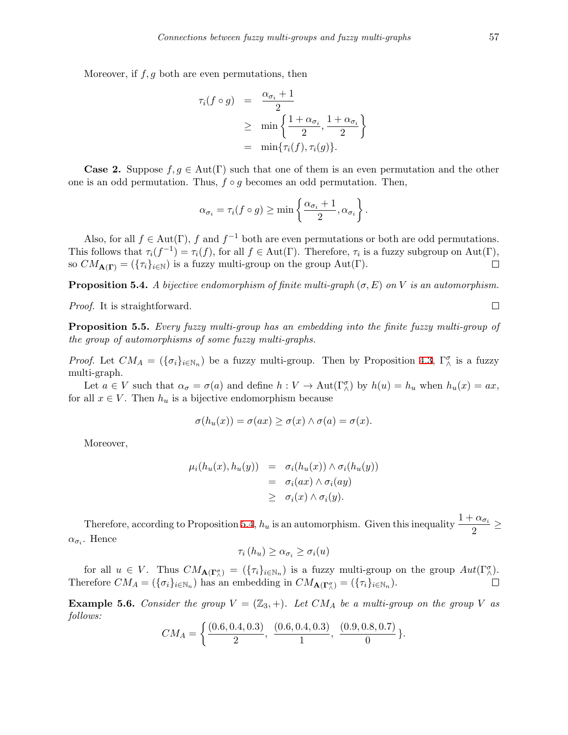Moreover, if $f, g$ both are even permutations, then

$$
\begin{aligned}
\tau_i(f \circ g) &= \frac{\alpha_{\sigma_i} + 1}{2} \\
&\geq \min\left\{\frac{1+\alpha_{\sigma_i}}{2}, \frac{1+\alpha_{\sigma_i}}{2}\right\} \\
&= \min\{\tau_i(f), \tau_i(g)\}.
\end{aligned}
$$

**Case 2.** Suppose $f, g \in \mathrm{Aut}(\Gamma)$ such that one of them is an even permutation and the other one is an odd permutation. Thus, $f \circ g$ becomes an odd permutation. Then,

$$
\alpha_{\sigma_i} = \tau_i(f \circ g) \geq \min\left\{\frac{\alpha_{\sigma_i}+1}{2}, \alpha_{\sigma_i}\right\}.
$$

Also, for all $f \in \mathrm{Aut}(\Gamma)$, $f$ and $f^{-1}$ both are even permutations or both are odd permutations. This follows that $\tau_i(f^{-1}) = \tau_i(f)$, for all $f \in \mathrm{Aut}(\Gamma)$. Therefore, $\tau_i$ is a fuzzy subgroup on $\mathrm{Aut}(\Gamma)$, so $CM_{\mathbf{A}(\mathbf{\Gamma})} = (\{\tau_i\}_{i \in \mathbb{N}})$ is a fuzzy multi-group on the group $\mathrm{Aut}(\Gamma)$. □

**Proposition 5.4.** *A bijective endomorphism of finite multi-graph $(\sigma, E)$ on $V$ is an automorphism.*

*Proof.* It is straightforward. □

**Proposition 5.5.** *Every fuzzy multi-group has an embedding into the finite fuzzy multi-group of the group of automorphisms of some fuzzy multi-graphs.*

*Proof.* Let $CM_A = (\{\sigma_i\}_{i \in \mathbb{N}_n})$ be a fuzzy multi-group. Then by Proposition 4.3, $\Gamma^{\sigma}_{\wedge}$ is a fuzzy multi-graph.

Let $a \in V$ such that $\alpha_\sigma = \sigma(a)$ and define $h : V \to \mathrm{Aut}(\Gamma^{\sigma}_{\wedge})$ by $h(u) = h_u$ when $h_u(x) = ax$, for all $x \in V$. Then $h_u$ is a bijective endomorphism because

$$
\sigma(h_u(x)) = \sigma(ax) \geq \sigma(x) \wedge \sigma(a) = \sigma(x).
$$

Moreover,

$$
\begin{aligned}
\mu_i(h_u(x), h_u(y)) &= \sigma_i(h_u(x)) \wedge \sigma_i(h_u(y)) \\
&= \sigma_i(ax) \wedge \sigma_i(ay) \\
&\geq \sigma_i(x) \wedge \sigma_i(y).
\end{aligned}
$$

Therefore, according to Proposition 5.4, $h_u$ is an automorphism. Given this inequality $\dfrac{1+\alpha_{\sigma_i}}{2} \geq \alpha_{\sigma_i}$. Hence

$$
\tau_i(h_u) \geq \alpha_{\sigma_i} \geq \sigma_i(u)
$$

for all $u \in V$. Thus $CM_{\mathbf{A}(\mathbf{\Gamma}^{\sigma}_{\wedge})} = (\{\tau_i\}_{i \in \mathbb{N}_n})$ is a fuzzy multi-group on the group $Aut(\Gamma^{\sigma}_{\wedge})$. Therefore $CM_A = (\{\sigma_i\}_{i \in \mathbb{N}_n})$ has an embedding in $CM_{\mathbf{A}(\mathbf{\Gamma}^{\sigma}_{\wedge})} = (\{\tau_i\}_{i \in \mathbb{N}_n})$. □

**Example 5.6.** *Consider the group $V = (\mathbb{Z}_3, +)$. Let $CM_A$ be a multi-group on the group $V$ as follows:*

$$
CM_A = \left\{\frac{(0.6, 0.4, 0.3)}{2},\ \frac{(0.6, 0.4, 0.3)}{1},\ \frac{(0.9, 0.8, 0.7)}{0}\right\}.
$$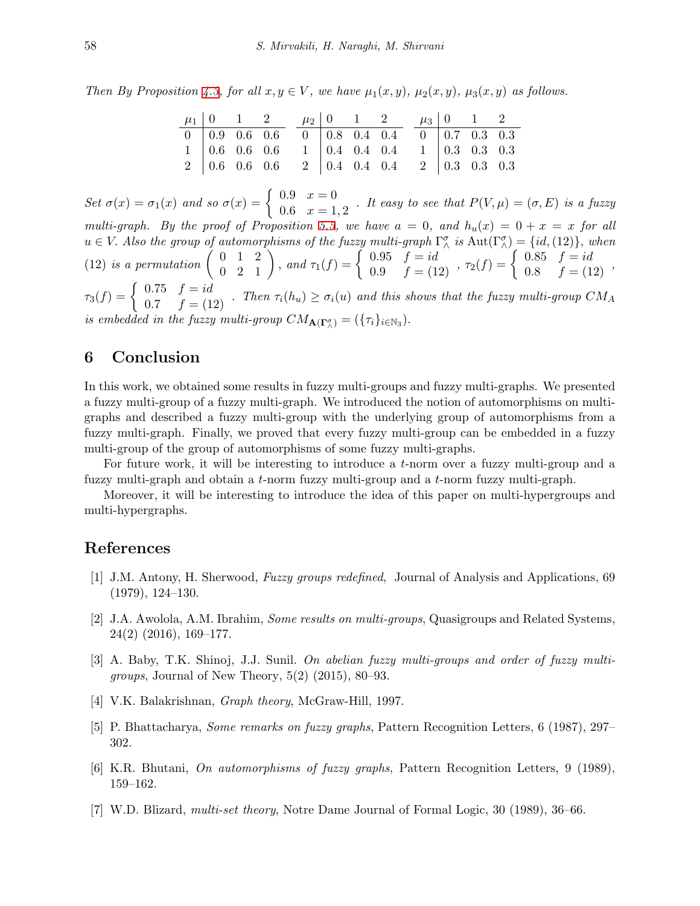*Then By Proposition 4.3, for all $x, y \in V$, we have $\mu_1(x,y)$, $\mu_2(x,y)$, $\mu_3(x,y)$ as follows.*

| $\mu_1$ | 0 | 1 | 2 |
|---|---|---|---|
| 0 | 0.9 | 0.6 | 0.6 |
| 1 | 0.6 | 0.6 | 0.6 |
| 2 | 0.6 | 0.6 | 0.6 |

| $\mu_2$ | 0 | 1 | 2 |
|---|---|---|---|
| 0 | 0.8 | 0.4 | 0.4 |
| 1 | 0.4 | 0.4 | 0.4 |
| 2 | 0.4 | 0.4 | 0.4 |

| $\mu_3$ | 0 | 1 | 2 |
|---|---|---|---|
| 0 | 0.7 | 0.3 | 0.3 |
| 1 | 0.3 | 0.3 | 0.3 |
| 2 | 0.3 | 0.3 | 0.3 |

*Set $\sigma(x) = \sigma_1(x)$ and so $\sigma(x) = \begin{cases} 0.9 & x = 0 \\ 0.6 & x = 1, 2 \end{cases}$. It easy to see that $P(V, \mu) = (\sigma, E)$ is a fuzzy multi-graph. By the proof of Proposition 5.5, we have $a = 0$, and $h_u(x) = 0 + x = x$ for all $u \in V$. Also the group of automorphisms of the fuzzy multi-graph $\Gamma^\sigma_\wedge$ is $\mathrm{Aut}(\Gamma^\sigma_\wedge) = \{id, (12)\}$, when $(12)$ is a permutation $\begin{pmatrix} 0 & 1 & 2 \\ 0 & 2 & 1 \end{pmatrix}$, and $\tau_1(f) = \begin{cases} 0.95 & f = id \\ 0.9 & f = (12) \end{cases}$, $\tau_2(f) = \begin{cases} 0.85 & f = id \\ 0.8 & f = (12) \end{cases}$, $\tau_3(f) = \begin{cases} 0.75 & f = id \\ 0.7 & f = (12) \end{cases}$. Then $\tau_i(h_u) \geq \sigma_i(u)$ and this shows that the fuzzy multi-group $CM_A$ is embedded in the fuzzy multi-group $CM_{\mathbf{A}(\mathbf{\Gamma}^\sigma_\wedge)} = (\{\tau_i\}_{i \in \mathbb{N}_3})$.*

## 6 Conclusion

In this work, we obtained some results in fuzzy multi-groups and fuzzy multi-graphs. We presented a fuzzy multi-group of a fuzzy multi-graph. We introduced the notion of automorphisms on multi-graphs and described a fuzzy multi-group with the underlying group of automorphisms from a fuzzy multi-graph. Finally, we proved that every fuzzy multi-group can be embedded in a fuzzy multi-group of the group of automorphisms of some fuzzy multi-graphs.

For future work, it will be interesting to introduce a $t$-norm over a fuzzy multi-group and a fuzzy multi-graph and obtain a $t$-norm fuzzy multi-group and a $t$-norm fuzzy multi-graph.

Moreover, it will be interesting to introduce the idea of this paper on multi-hypergroups and multi-hypergraphs.

## References

[1] J.M. Antony, H. Sherwood, *Fuzzy groups redefined*, Journal of Analysis and Applications, 69 (1979), 124–130.

[2] J.A. Awolola, A.M. Ibrahim, *Some results on multi-groups*, Quasigroups and Related Systems, 24(2) (2016), 169–177.

[3] A. Baby, T.K. Shinoj, J.J. Sunil. *On abelian fuzzy multi-groups and order of fuzzy multi-groups*, Journal of New Theory, 5(2) (2015), 80–93.

[4] V.K. Balakrishnan, *Graph theory*, McGraw-Hill, 1997.

[5] P. Bhattacharya, *Some remarks on fuzzy graphs*, Pattern Recognition Letters, 6 (1987), 297–302.

[6] K.R. Bhutani, *On automorphisms of fuzzy graphs*, Pattern Recognition Letters, 9 (1989), 159–162.

[7] W.D. Blizard, *multi-set theory*, Notre Dame Journal of Formal Logic, 30 (1989), 36–66.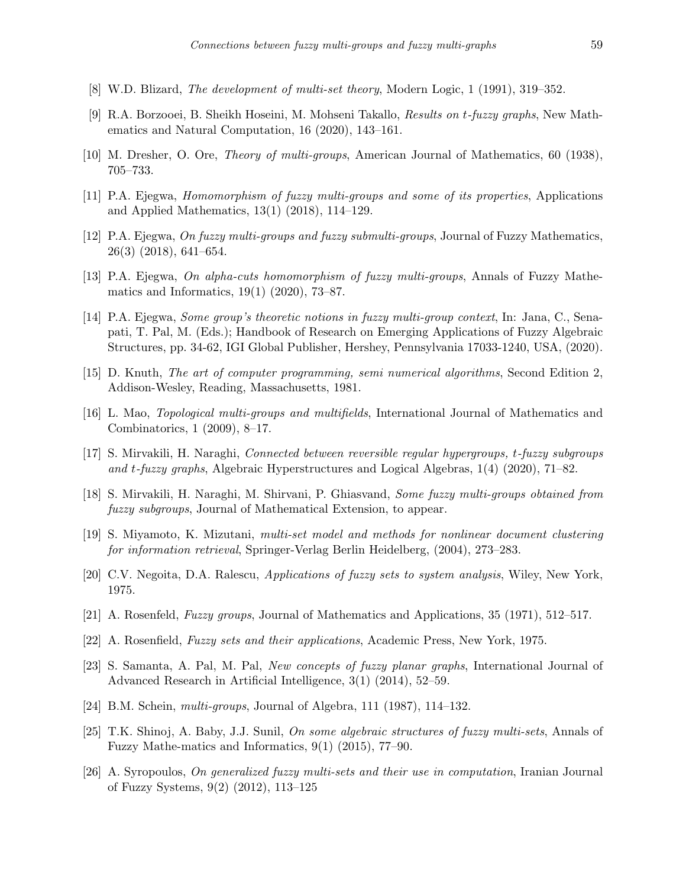[8] W.D. Blizard, *The development of multi-set theory*, Modern Logic, 1 (1991), 319–352.

[9] R.A. Borzooei, B. Sheikh Hoseini, M. Mohseni Takallo, *Results on t-fuzzy graphs*, New Mathematics and Natural Computation, 16 (2020), 143–161.

[10] M. Dresher, O. Ore, *Theory of multi-groups*, American Journal of Mathematics, 60 (1938), 705–733.

[11] P.A. Ejegwa, *Homomorphism of fuzzy multi-groups and some of its properties*, Applications and Applied Mathematics, 13(1) (2018), 114–129.

[12] P.A. Ejegwa, *On fuzzy multi-groups and fuzzy submulti-groups*, Journal of Fuzzy Mathematics, 26(3) (2018), 641–654.

[13] P.A. Ejegwa, *On alpha-cuts homomorphism of fuzzy multi-groups*, Annals of Fuzzy Mathematics and Informatics, 19(1) (2020), 73–87.

[14] P.A. Ejegwa, *Some group's theoretic notions in fuzzy multi-group context*, In: Jana, C., Senapati, T. Pal, M. (Eds.); Handbook of Research on Emerging Applications of Fuzzy Algebraic Structures, pp. 34-62, IGI Global Publisher, Hershey, Pennsylvania 17033-1240, USA, (2020).

[15] D. Knuth, *The art of computer programming, semi numerical algorithms*, Second Edition 2, Addison-Wesley, Reading, Massachusetts, 1981.

[16] L. Mao, *Topological multi-groups and multifields*, International Journal of Mathematics and Combinatorics, 1 (2009), 8–17.

[17] S. Mirvakili, H. Naraghi, *Connected between reversible regular hypergroups, t-fuzzy subgroups and t-fuzzy graphs*, Algebraic Hyperstructures and Logical Algebras, 1(4) (2020), 71–82.

[18] S. Mirvakili, H. Naraghi, M. Shirvani, P. Ghiasvand, *Some fuzzy multi-groups obtained from fuzzy subgroups*, Journal of Mathematical Extension, to appear.

[19] S. Miyamoto, K. Mizutani, *multi-set model and methods for nonlinear document clustering for information retrieval*, Springer-Verlag Berlin Heidelberg, (2004), 273–283.

[20] C.V. Negoita, D.A. Ralescu, *Applications of fuzzy sets to system analysis*, Wiley, New York, 1975.

[21] A. Rosenfeld, *Fuzzy groups*, Journal of Mathematics and Applications, 35 (1971), 512–517.

[22] A. Rosenfield, *Fuzzy sets and their applications*, Academic Press, New York, 1975.

[23] S. Samanta, A. Pal, M. Pal, *New concepts of fuzzy planar graphs*, International Journal of Advanced Research in Artificial Intelligence, 3(1) (2014), 52–59.

[24] B.M. Schein, *multi-groups*, Journal of Algebra, 111 (1987), 114–132.

[25] T.K. Shinoj, A. Baby, J.J. Sunil, *On some algebraic structures of fuzzy multi-sets*, Annals of Fuzzy Mathe-matics and Informatics, 9(1) (2015), 77–90.

[26] A. Syropoulos, *On generalized fuzzy multi-sets and their use in computation*, Iranian Journal of Fuzzy Systems, 9(2) (2012), 113–125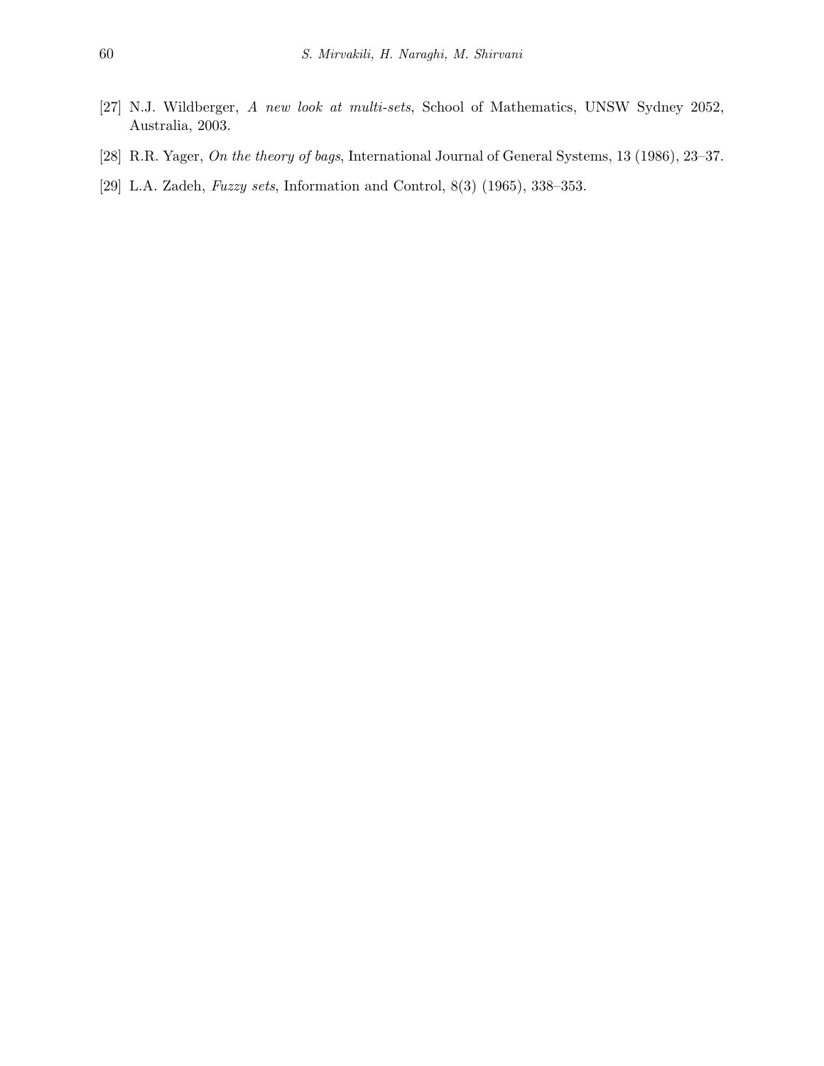[27] N.J. Wildberger, *A new look at multi-sets*, School of Mathematics, UNSW Sydney 2052, Australia, 2003.

[28] R.R. Yager, *On the theory of bags*, International Journal of General Systems, 13 (1986), 23–37.

[29] L.A. Zadeh, *Fuzzy sets*, Information and Control, 8(3) (1965), 338–353.